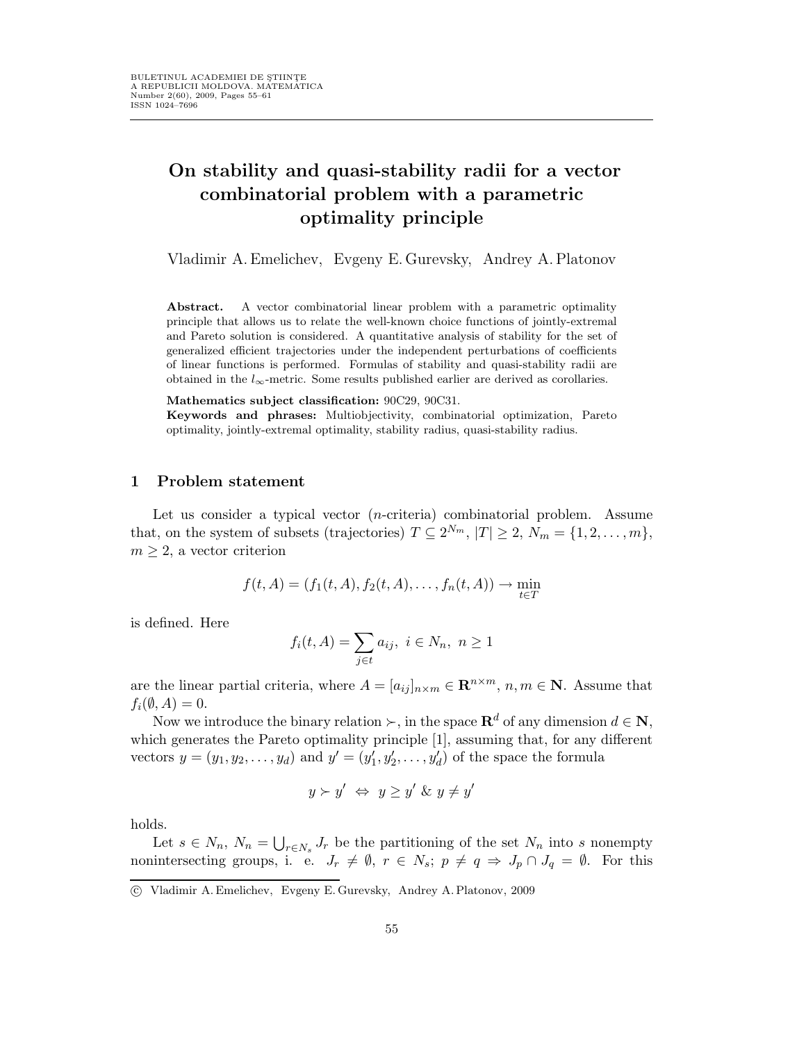# On stability and quasi-stability radii for a vector combinatorial problem with a parametric optimality principle

Vladimir A. Emelichev, Evgeny E. Gurevsky, Andrey A. Platonov

**Abstract.** A vector combinatorial linear problem with a parametric optimality principle that allows us to relate the well-known choice functions of jointly-extremal and Pareto solution is considered. A quantitative analysis of stability for the set of generalized efficient trajectories under the independent perturbations of coefficients of linear functions is performed. Formulas of stability and quasi-stability radii are obtained in the $l_\infty$-metric. Some results published earlier are derived as corollaries.

**Mathematics subject classification:** 90C29, 90C31.

**Keywords and phrases:** Multiobjectivity, combinatorial optimization, Pareto optimality, jointly-extremal optimality, stability radius, quasi-stability radius.

## 1 Problem statement

Let us consider a typical vector ($n$-criteria) combinatorial problem. Assume that, on the system of subsets (trajectories) $T \subseteq 2^{N_m}$, $|T| \geq 2$, $N_m = \{1, 2, \ldots, m\}$, $m \geq 2$, a vector criterion

$$f(t, A) = (f_1(t, A), f_2(t, A), \ldots, f_n(t, A)) \to \min_{t \in T}$$

is defined. Here

$$f_i(t, A) = \sum_{j \in t} a_{ij}, \ i \in N_n, \ n \geq 1$$

are the linear partial criteria, where $A = [a_{ij}]_{n \times m} \in \mathbf{R}^{n \times m}$, $n, m \in \mathbf{N}$. Assume that $f_i(\emptyset, A) = 0$.

Now we introduce the binary relation $\succ$, in the space $\mathbf{R}^d$ of any dimension $d \in \mathbf{N}$, which generates the Pareto optimality principle [1], assuming that, for any different vectors $y = (y_1, y_2, \ldots, y_d)$ and $y' = (y'_1, y'_2, \ldots, y'_d)$ of the space the formula

$$y \succ y' \ \Leftrightarrow \ y \geq y' \ \& \ y \neq y'$$

holds.

Let $s \in N_n$, $N_n = \bigcup_{r \in N_s} J_r$ be the partitioning of the set $N_n$ into $s$ nonempty nonintersecting groups, i. e. $J_r \neq \emptyset$, $r \in N_s$; $p \neq q \Rightarrow J_p \cap J_q = \emptyset$. For this

---

© Vladimir A. Emelichev, Evgeny E. Gurevsky, Andrey A. Platonov, 2009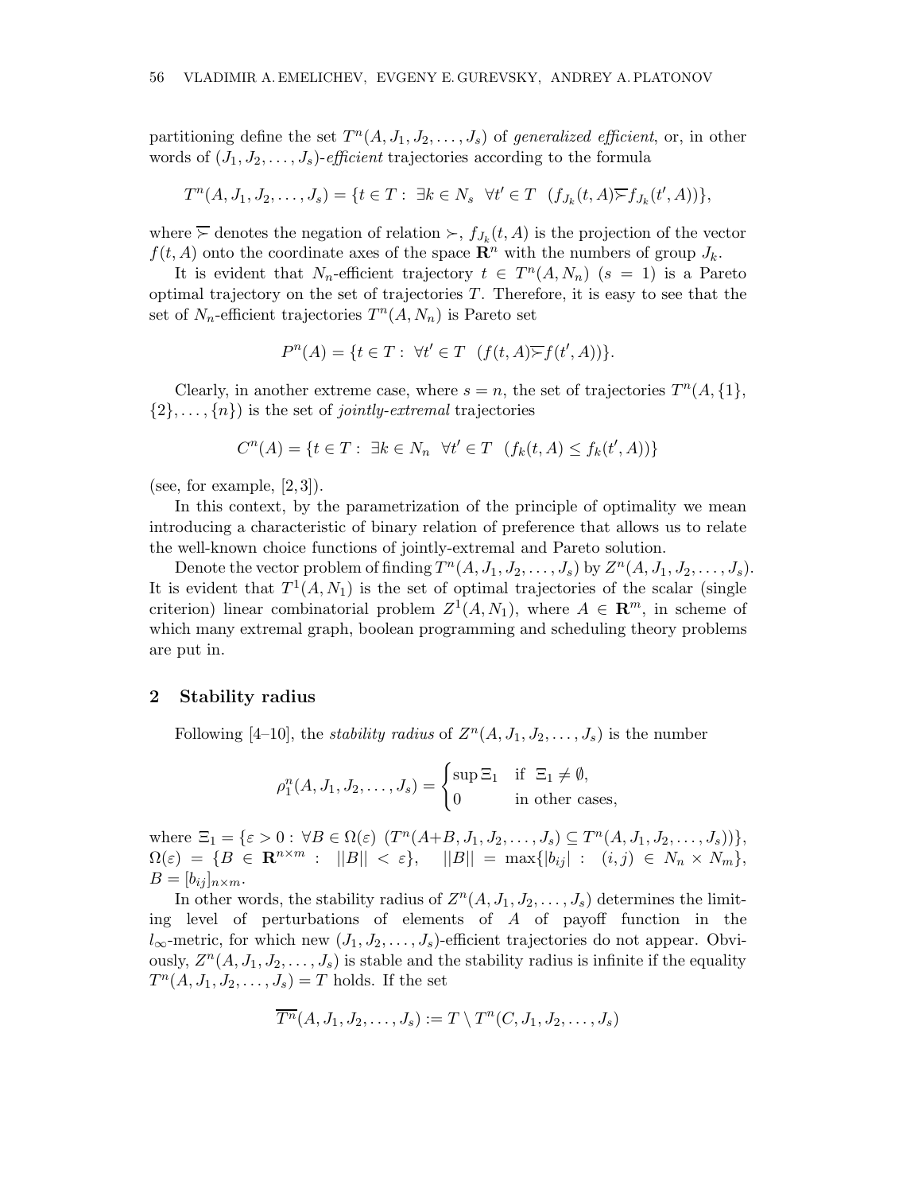partitioning define the set $T^n(A, J_1, J_2, \ldots, J_s)$ of *generalized efficient*, or, in other words of $(J_1, J_2, \ldots, J_s)$-*efficient* trajectories according to the formula

$$T^n(A, J_1, J_2, \ldots, J_s) = \{t \in T : \ \exists k \in N_s \ \ \forall t' \in T \ \ (f_{J_k}(t, A) \overline{\succ} f_{J_k}(t', A))\},$$

where $\overline{\succ}$ denotes the negation of relation $\succ$, $f_{J_k}(t, A)$ is the projection of the vector $f(t, A)$ onto the coordinate axes of the space $\mathbf{R}^n$ with the numbers of group $J_k$.

It is evident that $N_n$-efficient trajectory $t \in T^n(A, N_n)$ $(s = 1)$ is a Pareto optimal trajectory on the set of trajectories $T$. Therefore, it is easy to see that the set of $N_n$-efficient trajectories $T^n(A, N_n)$ is Pareto set

$$P^n(A) = \{t \in T : \ \forall t' \in T \ \ (f(t, A) \overline{\succ} f(t', A))\}.$$

Clearly, in another extreme case, where $s = n$, the set of trajectories $T^n(A, \{1\}, \{2\}, \ldots, \{n\})$ is the set of *jointly-extremal* trajectories

$$C^n(A) = \{t \in T : \ \exists k \in N_n \ \ \forall t' \in T \ \ (f_k(t, A) \leq f_k(t', A))\}$$

(see, for example, [2, 3]).

In this context, by the parametrization of the principle of optimality we mean introducing a characteristic of binary relation of preference that allows us to relate the well-known choice functions of jointly-extremal and Pareto solution.

Denote the vector problem of finding $T^n(A, J_1, J_2, \ldots, J_s)$ by $Z^n(A, J_1, J_2, \ldots, J_s)$. It is evident that $T^1(A, N_1)$ is the set of optimal trajectories of the scalar (single criterion) linear combinatorial problem $Z^1(A, N_1)$, where $A \in \mathbf{R}^m$, in scheme of which many extremal graph, boolean programming and scheduling theory problems are put in.

## 2 Stability radius

Following [4–10], the *stability radius* of $Z^n(A, J_1, J_2, \ldots, J_s)$ is the number

$$\rho_1^n(A, J_1, J_2, \ldots, J_s) = \begin{cases} \sup \Xi_1 & \text{if } \ \Xi_1 \neq \emptyset, \\ 0 & \text{in other cases,} \end{cases}$$

where $\Xi_1 = \{\varepsilon > 0 : \ \forall B \in \Omega(\varepsilon) \ \ (T^n(A+B, J_1, J_2, \ldots, J_s) \subseteq T^n(A, J_1, J_2, \ldots, J_s))\}$, $\Omega(\varepsilon) = \{B \in \mathbf{R}^{n \times m} : \ ||B|| < \varepsilon\}$, $\quad ||B|| = \max\{|b_{ij}| : \ (i, j) \in N_n \times N_m\}$, $B = [b_{ij}]_{n \times m}$.

In other words, the stability radius of $Z^n(A, J_1, J_2, \ldots, J_s)$ determines the limiting level of perturbations of elements of $A$ of payoff function in the $l_\infty$-metric, for which new $(J_1, J_2, \ldots, J_s)$-efficient trajectories do not appear. Obviously, $Z^n(A, J_1, J_2, \ldots, J_s)$ is stable and the stability radius is infinite if the equality $T^n(A, J_1, J_2, \ldots, J_s) = T$ holds. If the set

$$\overline{T^n}(A, J_1, J_2, \ldots, J_s) := T \setminus T^n(C, J_1, J_2, \ldots, J_s)$$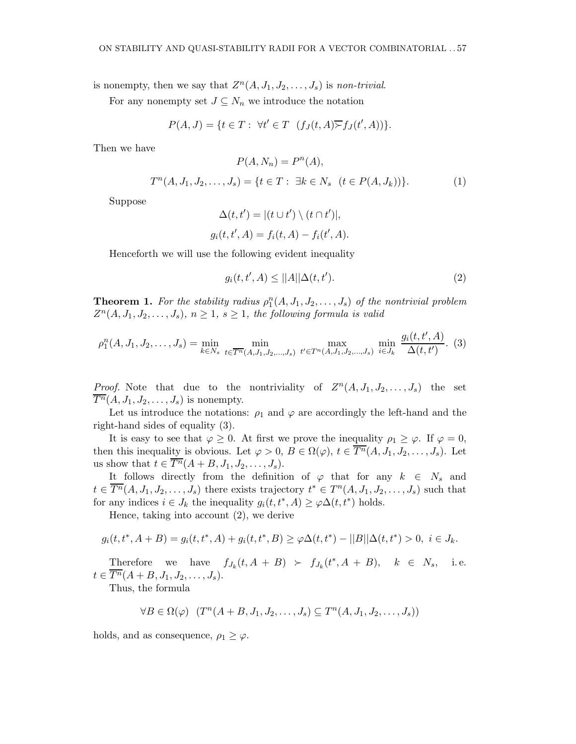is nonempty, then we say that $Z^n(A, J_1, J_2, \dots, J_s)$ is *non-trivial*.

For any nonempty set $J \subseteq N_n$ we introduce the notation

$$P(A, J) = \{t \in T : \ \forall t' \in T \ \ (f_J(t, A) \overline{\succ} f_J(t', A))\}.$$

Then we have

$$P(A, N_n) = P^n(A),$$

$$T^n(A, J_1, J_2, \dots, J_s) = \{t \in T : \ \exists k \in N_s \ \ (t \in P(A, J_k))\}. \tag{1}$$

Suppose

$$\Delta(t, t') = |(t \cup t') \setminus (t \cap t')|,$$

$$g_i(t, t', A) = f_i(t, A) - f_i(t', A).$$

Henceforth we will use the following evident inequality

$$g_i(t, t', A) \leq ||A|| \Delta(t, t'). \tag{2}$$

**Theorem 1.** *For the stability radius $\rho_1^n(A, J_1, J_2, \dots, J_s)$ of the nontrivial problem $Z^n(A, J_1, J_2, \dots, J_s)$, $n \geq 1$, $s \geq 1$, the following formula is valid*

$$\rho_1^n(A, J_1, J_2, \dots, J_s) = \min_{k \in N_s} \ \min_{t \in \overline{T^n}(A, J_1, J_2, \dots, J_s)} \ \max_{t' \in T^n(A, J_1, J_2, \dots, J_s)} \ \min_{i \in J_k} \frac{g_i(t, t', A)}{\Delta(t, t')}. \tag{3}$$

*Proof.* Note that due to the nontriviality of $Z^n(A, J_1, J_2, \dots, J_s)$ the set $\overline{T^n}(A, J_1, J_2, \dots, J_s)$ is nonempty.

Let us introduce the notations: $\rho_1$ and $\varphi$ are accordingly the left-hand and the right-hand sides of equality (3).

It is easy to see that $\varphi \geq 0$. At first we prove the inequality $\rho_1 \geq \varphi$. If $\varphi = 0$, then this inequality is obvious. Let $\varphi > 0$, $B \in \Omega(\varphi)$, $t \in \overline{T^n}(A, J_1, J_2, \dots, J_s)$. Let us show that $t \in \overline{T^n}(A + B, J_1, J_2, \dots, J_s)$.

It follows directly from the definition of $\varphi$ that for any $k \in N_s$ and $t \in \overline{T^n}(A, J_1, J_2, \dots, J_s)$ there exists trajectory $t^* \in T^n(A, J_1, J_2, \dots, J_s)$ such that for any indices $i \in J_k$ the inequality $g_i(t, t^*, A) \geq \varphi \Delta(t, t^*)$ holds.

Hence, taking into account (2), we derive

$$g_i(t, t^*, A + B) = g_i(t, t^*, A) + g_i(t, t^*, B) \geq \varphi \Delta(t, t^*) - ||B|| \Delta(t, t^*) > 0, \ i \in J_k.$$

Therefore we have $f_{J_k}(t, A + B) \succ f_{J_k}(t^*, A + B)$, $k \in N_s$, i. e. $t \in \overline{T^n}(A + B, J_1, J_2, \dots, J_s)$.

Thus, the formula

$$\forall B \in \Omega(\varphi) \ \ (T^n(A + B, J_1, J_2, \dots, J_s) \subseteq T^n(A, J_1, J_2, \dots, J_s))$$

holds, and as consequence, $\rho_1 \geq \varphi$.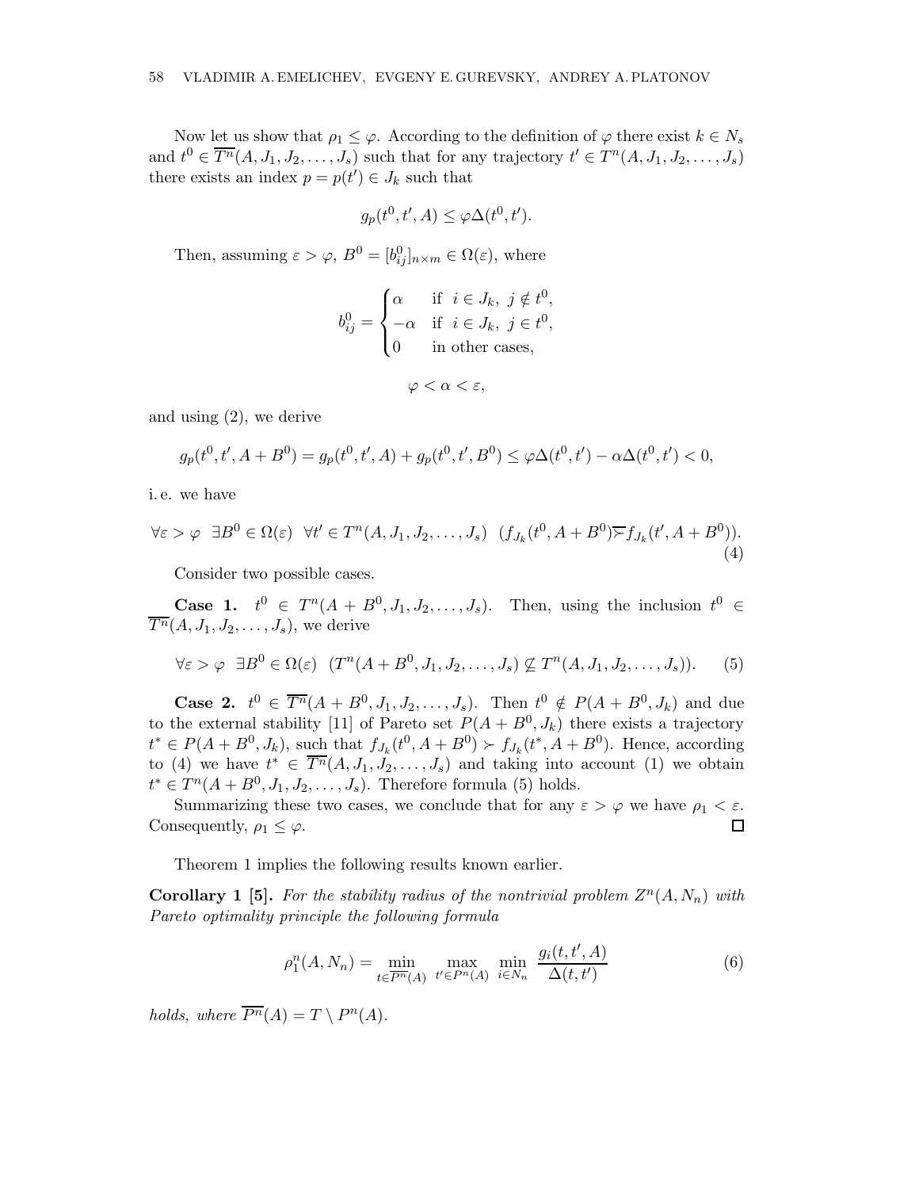Now let us show that $\rho_1 \leq \varphi$. According to the definition of $\varphi$ there exist $k \in N_s$ and $t^0 \in \overline{T^n}(A, J_1, J_2, \ldots, J_s)$ such that for any trajectory $t' \in T^n(A, J_1, J_2, \ldots, J_s)$ there exists an index $p = p(t') \in J_k$ such that

$$g_p(t^0, t', A) \leq \varphi \Delta(t^0, t').$$

Then, assuming $\varepsilon > \varphi$, $B^0 = [b^0_{ij}]_{n \times m} \in \Omega(\varepsilon)$, where

$$b^0_{ij} = \begin{cases} \alpha & \text{if } \ i \in J_k, \ j \notin t^0, \\ -\alpha & \text{if } \ i \in J_k, \ j \in t^0, \\ 0 & \text{in other cases,} \end{cases}$$

$$\varphi < \alpha < \varepsilon,$$

and using (2), we derive

$$g_p(t^0, t', A + B^0) = g_p(t^0, t', A) + g_p(t^0, t', B^0) \leq \varphi \Delta(t^0, t') - \alpha \Delta(t^0, t') < 0,$$

i. e. we have

$$\forall \varepsilon > \varphi \ \ \exists B^0 \in \Omega(\varepsilon) \ \ \forall t' \in T^n(A, J_1, J_2, \ldots, J_s) \ \ (f_{J_k}(t^0, A + B^0) \overline{\succ} f_{J_k}(t', A + B^0)). \tag{4}$$

Consider two possible cases.

**Case 1.** $t^0 \in T^n(A + B^0, J_1, J_2, \ldots, J_s)$. Then, using the inclusion $t^0 \in \overline{T^n}(A, J_1, J_2, \ldots, J_s)$, we derive

$$\forall \varepsilon > \varphi \ \ \exists B^0 \in \Omega(\varepsilon) \ \ (T^n(A + B^0, J_1, J_2, \ldots, J_s) \not\subseteq T^n(A, J_1, J_2, \ldots, J_s)). \tag{5}$$

**Case 2.** $t^0 \in \overline{T^n}(A + B^0, J_1, J_2, \ldots, J_s)$. Then $t^0 \notin P(A + B^0, J_k)$ and due to the external stability [11] of Pareto set $P(A + B^0, J_k)$ there exists a trajectory $t^* \in P(A + B^0, J_k)$, such that $f_{J_k}(t^0, A + B^0) \succ f_{J_k}(t^*, A + B^0)$. Hence, according to (4) we have $t^* \in \overline{T^n}(A, J_1, J_2, \ldots, J_s)$ and taking into account (1) we obtain $t^* \in T^n(A + B^0, J_1, J_2, \ldots, J_s)$. Therefore formula (5) holds.

Summarizing these two cases, we conclude that for any $\varepsilon > \varphi$ we have $\rho_1 < \varepsilon$. Consequently, $\rho_1 \leq \varphi$. □

Theorem 1 implies the following results known earlier.

**Corollary 1 [5].** *For the stability radius of the nontrivial problem $Z^n(A, N_n)$ with Pareto optimality principle the following formula*

$$\rho^n_1(A, N_n) = \min_{t \in \overline{P^n}(A)} \ \max_{t' \in P^n(A)} \ \min_{i \in N_n} \ \frac{g_i(t, t', A)}{\Delta(t, t')} \tag{6}$$

*holds, where $\overline{P^n}(A) = T \setminus P^n(A)$.*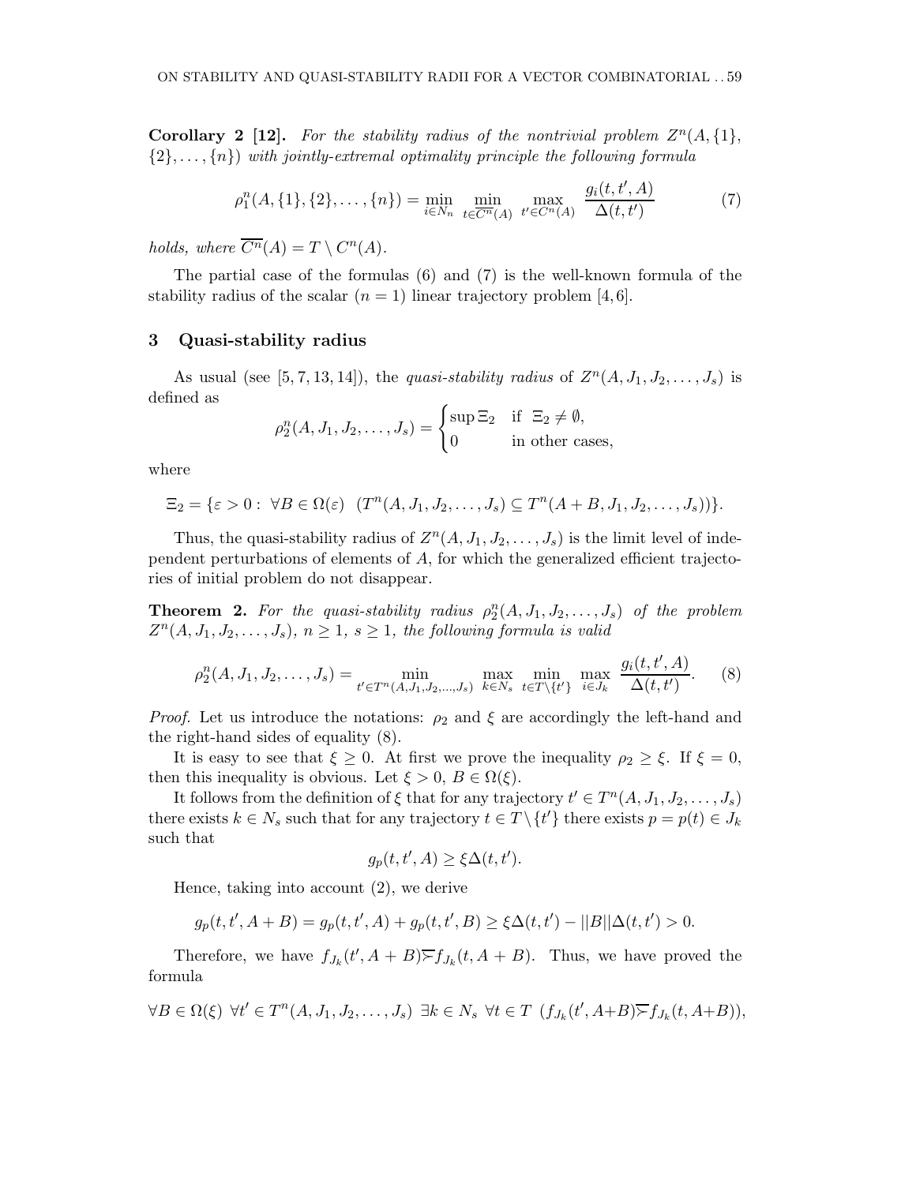**Corollary 2 [12].** *For the stability radius of the nontrivial problem $Z^n(A, \{1\}, \{2\}, \ldots, \{n\})$ with jointly-extremal optimality principle the following formula*

$$\rho_1^n(A, \{1\}, \{2\}, \ldots, \{n\}) = \min_{i \in N_n} \min_{t \in \overline{C^n}(A)} \max_{t' \in C^n(A)} \frac{g_i(t, t', A)}{\Delta(t, t')} \tag{7}$$

*holds, where $\overline{C^n}(A) = T \setminus C^n(A)$.*

The partial case of the formulas (6) and (7) is the well-known formula of the stability radius of the scalar ($n = 1$) linear trajectory problem [4, 6].

## 3 Quasi-stability radius

As usual (see [5, 7, 13, 14]), the *quasi-stability radius* of $Z^n(A, J_1, J_2, \ldots, J_s)$ is defined as

$$\rho_2^n(A, J_1, J_2, \ldots, J_s) = \begin{cases} \sup \Xi_2 & \text{if } \Xi_2 \neq \emptyset, \\ 0 & \text{in other cases,} \end{cases}$$

where

$$\Xi_2 = \{\varepsilon > 0 : \ \forall B \in \Omega(\varepsilon) \ \ (T^n(A, J_1, J_2, \ldots, J_s) \subseteq T^n(A + B, J_1, J_2, \ldots, J_s))\}.$$

Thus, the quasi-stability radius of $Z^n(A, J_1, J_2, \ldots, J_s)$ is the limit level of independent perturbations of elements of $A$, for which the generalized efficient trajectories of initial problem do not disappear.

**Theorem 2.** *For the quasi-stability radius $\rho_2^n(A, J_1, J_2, \ldots, J_s)$ of the problem $Z^n(A, J_1, J_2, \ldots, J_s)$, $n \geq 1$, $s \geq 1$, the following formula is valid*

$$\rho_2^n(A, J_1, J_2, \ldots, J_s) = \min_{t' \in T^n(A, J_1, J_2, \ldots, J_s)} \max_{k \in N_s} \min_{t \in T \setminus \{t'\}} \max_{i \in J_k} \frac{g_i(t, t', A)}{\Delta(t, t')}. \tag{8}$$

*Proof.* Let us introduce the notations: $\rho_2$ and $\xi$ are accordingly the left-hand and the right-hand sides of equality (8).

It is easy to see that $\xi \geq 0$. At first we prove the inequality $\rho_2 \geq \xi$. If $\xi = 0$, then this inequality is obvious. Let $\xi > 0$, $B \in \Omega(\xi)$.

It follows from the definition of $\xi$ that for any trajectory $t' \in T^n(A, J_1, J_2, \ldots, J_s)$ there exists $k \in N_s$ such that for any trajectory $t \in T \setminus \{t'\}$ there exists $p = p(t) \in J_k$ such that

$$g_p(t, t', A) \geq \xi \Delta(t, t').$$

Hence, taking into account (2), we derive

$$g_p(t, t', A + B) = g_p(t, t', A) + g_p(t, t', B) \geq \xi \Delta(t, t') - ||B|| \Delta(t, t') > 0.$$

Therefore, we have $f_{J_k}(t', A + B) \overline{\succ} f_{J_k}(t, A + B)$. Thus, we have proved the formula

$$\forall B \in \Omega(\xi) \ \forall t' \in T^n(A, J_1, J_2, \ldots, J_s) \ \exists k \in N_s \ \forall t \in T \ \ (f_{J_k}(t', A+B) \overline{\succ} f_{J_k}(t, A+B)),$$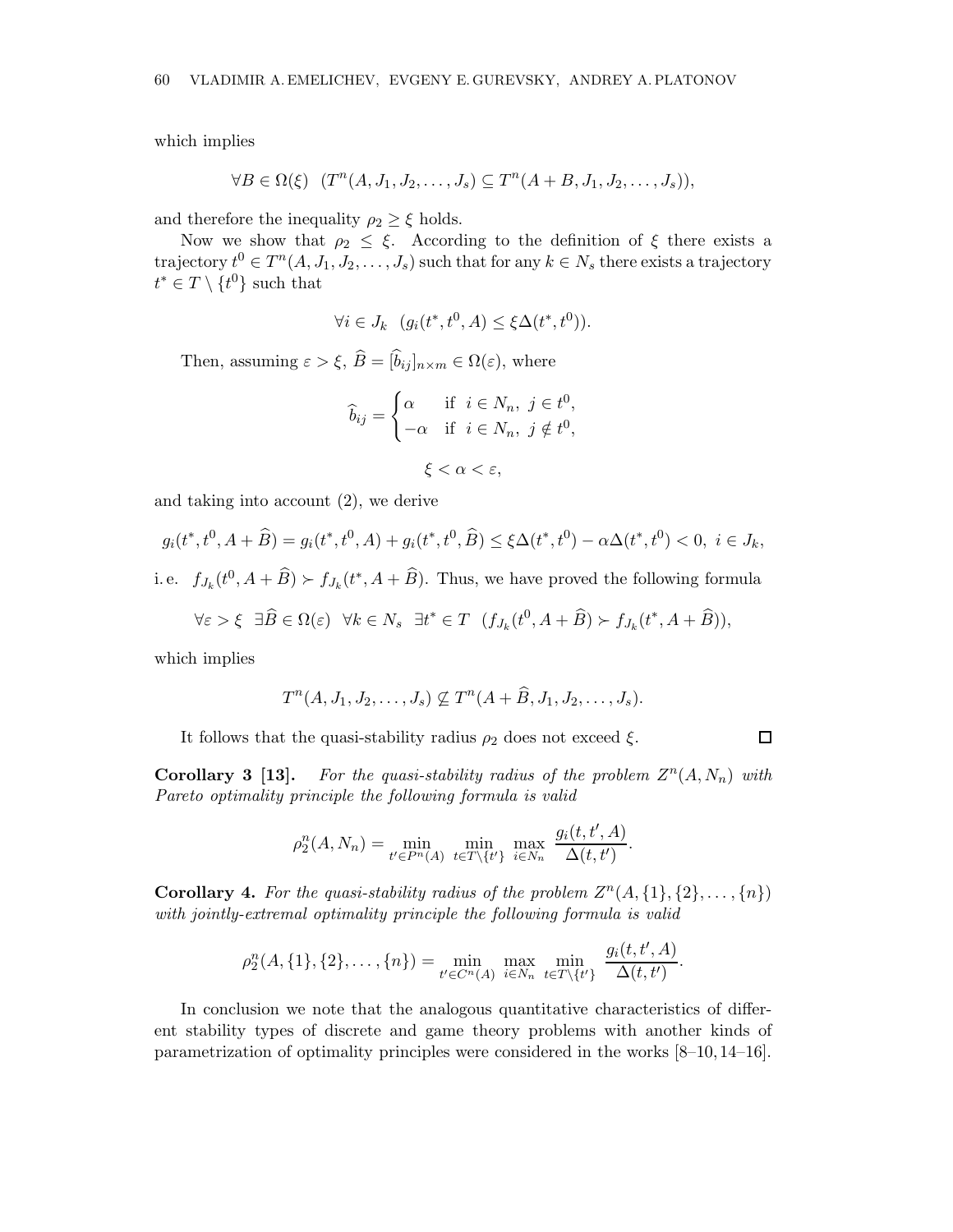which implies

$$\forall B \in \Omega(\xi) \quad (T^n(A, J_1, J_2, \dots, J_s) \subseteq T^n(A + B, J_1, J_2, \dots, J_s)),$$

and therefore the inequality $\rho_2 \geq \xi$ holds.

Now we show that $\rho_2 \leq \xi$. According to the definition of $\xi$ there exists a trajectory $t^0 \in T^n(A, J_1, J_2, \dots, J_s)$ such that for any $k \in N_s$ there exists a trajectory $t^* \in T \setminus \{t^0\}$ such that

$$\forall i \in J_k \quad (g_i(t^*, t^0, A) \leq \xi \Delta(t^*, t^0)).$$

Then, assuming $\varepsilon > \xi$, $\widehat{B} = [\widehat{b}_{ij}]_{n \times m} \in \Omega(\varepsilon)$, where

$$\widehat{b}_{ij} = \begin{cases} \alpha & \text{if } \ i \in N_n, \ j \in t^0, \\ -\alpha & \text{if } \ i \in N_n, \ j \notin t^0, \end{cases}$$

$$\xi < \alpha < \varepsilon,$$

and taking into account (2), we derive

$$g_i(t^*, t^0, A + \widehat{B}) = g_i(t^*, t^0, A) + g_i(t^*, t^0, \widehat{B}) \leq \xi \Delta(t^*, t^0) - \alpha \Delta(t^*, t^0) < 0, \ i \in J_k,$$

i. e. $f_{J_k}(t^0, A + \widehat{B}) \succ f_{J_k}(t^*, A + \widehat{B})$. Thus, we have proved the following formula

$$\forall \varepsilon > \xi \quad \exists \widehat{B} \in \Omega(\varepsilon) \quad \forall k \in N_s \quad \exists t^* \in T \quad (f_{J_k}(t^0, A + \widehat{B}) \succ f_{J_k}(t^*, A + \widehat{B})),$$

which implies

$$T^n(A, J_1, J_2, \dots, J_s) \not\subseteq T^n(A + \widehat{B}, J_1, J_2, \dots, J_s).$$

It follows that the quasi-stability radius $\rho_2$ does not exceed $\xi$. $\square$

**Corollary 3 [13].** *For the quasi-stability radius of the problem $Z^n(A, N_n)$ with Pareto optimality principle the following formula is valid*

$$\rho_2^n(A, N_n) = \min_{t' \in P^n(A)} \ \min_{t \in T \setminus \{t'\}} \ \max_{i \in N_n} \ \frac{g_i(t, t', A)}{\Delta(t, t')}.$$

**Corollary 4.** *For the quasi-stability radius of the problem $Z^n(A, \{1\}, \{2\}, \dots, \{n\})$ with jointly-extremal optimality principle the following formula is valid*

$$\rho_2^n(A, \{1\}, \{2\}, \dots, \{n\}) = \min_{t' \in C^n(A)} \ \max_{i \in N_n} \ \min_{t \in T \setminus \{t'\}} \ \frac{g_i(t, t', A)}{\Delta(t, t')}.$$

In conclusion we note that the analogous quantitative characteristics of different stability types of discrete and game theory problems with another kinds of parametrization of optimality principles were considered in the works [8–10, 14–16].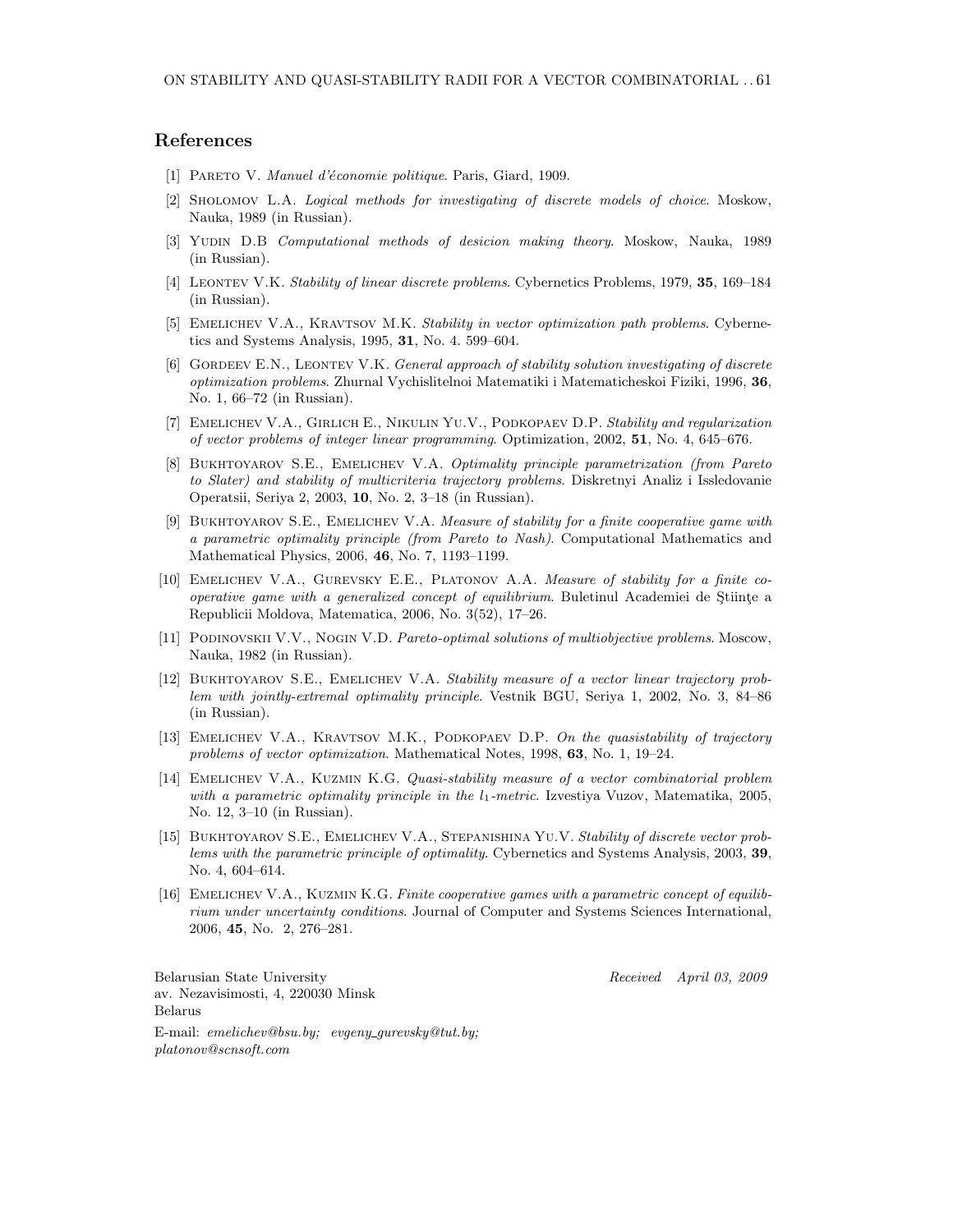## References

[1] Pareto V. *Manuel d'économie politique*. Paris, Giard, 1909.

[2] Sholomov L.A. *Logical methods for investigating of discrete models of choice*. Moskow, Nauka, 1989 (in Russian).

[3] Yudin D.B *Computational methods of desicion making theory*. Moskow, Nauka, 1989 (in Russian).

[4] Leontev V.K. *Stability of linear discrete problems*. Cybernetics Problems, 1979, **35**, 169–184 (in Russian).

[5] Emelichev V.A., Kravtsov M.K. *Stability in vector optimization path problems*. Cybernetics and Systems Analysis, 1995, **31**, No. 4. 599–604.

[6] Gordeev E.N., Leontev V.K. *General approach of stability solution investigating of discrete optimization problems*. Zhurnal Vychislitelnoi Matematiki i Matematicheskoi Fiziki, 1996, **36**, No. 1, 66–72 (in Russian).

[7] Emelichev V.A., Girlich E., Nikulin Yu.V., Podkopaev D.P. *Stability and regularization of vector problems of integer linear programming*. Optimization, 2002, **51**, No. 4, 645–676.

[8] Bukhtoyarov S.E., Emelichev V.A. *Optimality principle parametrization (from Pareto to Slater) and stability of multicriteria trajectory problems*. Diskretnyi Analiz i Issledovanie Operatsii, Seriya 2, 2003, **10**, No. 2, 3–18 (in Russian).

[9] Bukhtoyarov S.E., Emelichev V.A. *Measure of stability for a finite cooperative game with a parametric optimality principle (from Pareto to Nash)*. Computational Mathematics and Mathematical Physics, 2006, **46**, No. 7, 1193–1199.

[10] Emelichev V.A., Gurevsky E.E., Platonov A.A. *Measure of stability for a finite cooperative game with a generalized concept of equilibrium*. Buletinul Academiei de Ştiinţe a Republicii Moldova, Matematica, 2006, No. 3(52), 17–26.

[11] Podinovskii V.V., Nogin V.D. *Pareto-optimal solutions of multiobjective problems*. Moscow, Nauka, 1982 (in Russian).

[12] Bukhtoyarov S.E., Emelichev V.A. *Stability measure of a vector linear trajectory problem with jointly-extremal optimality principle*. Vestnik BGU, Seriya 1, 2002, No. 3, 84–86 (in Russian).

[13] Emelichev V.A., Kravtsov M.K., Podkopaev D.P. *On the quasistability of trajectory problems of vector optimization*. Mathematical Notes, 1998, **63**, No. 1, 19–24.

[14] Emelichev V.A., Kuzmin K.G. *Quasi-stability measure of a vector combinatorial problem with a parametric optimality principle in the $l_1$-metric*. Izvestiya Vuzov, Matematika, 2005, No. 12, 3–10 (in Russian).

[15] Bukhtoyarov S.E., Emelichev V.A., Stepanishina Yu.V. *Stability of discrete vector problems with the parametric principle of optimality*. Cybernetics and Systems Analysis, 2003, **39**, No. 4, 604–614.

[16] Emelichev V.A., Kuzmin K.G. *Finite cooperative games with a parametric concept of equilibrium under uncertainty conditions*. Journal of Computer and Systems Sciences International, 2006, **45**, No. 2, 276–281.

Belarusian State University
av. Nezavisimosti, 4, 220030 Minsk
Belarus

E-mail: *emelichev@bsu.by; evgeny_gurevsky@tut.by; platonov@scnsoft.com*

*Received April 03, 2009*